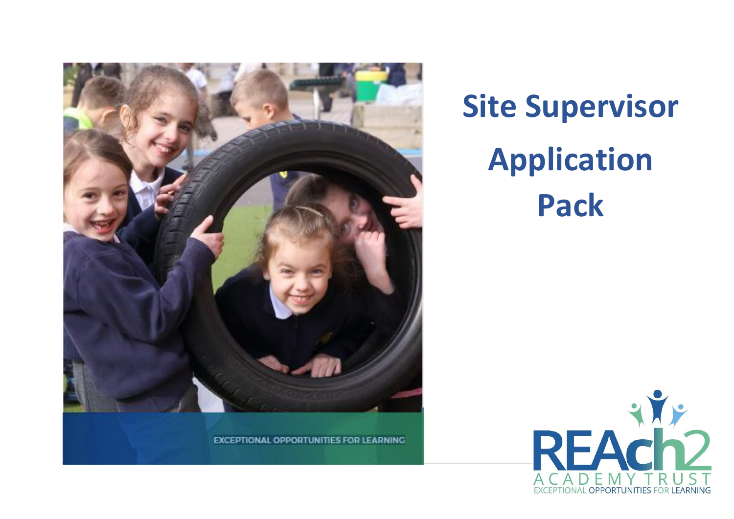# Site Supervisor Application Pack

EXCEPTIONAL OPPORTUNITIES FOR LEARNING

REAch2 ACADEMY TRUST

EXCEPTIONAL OPPORTUNITIES FOR LEARNING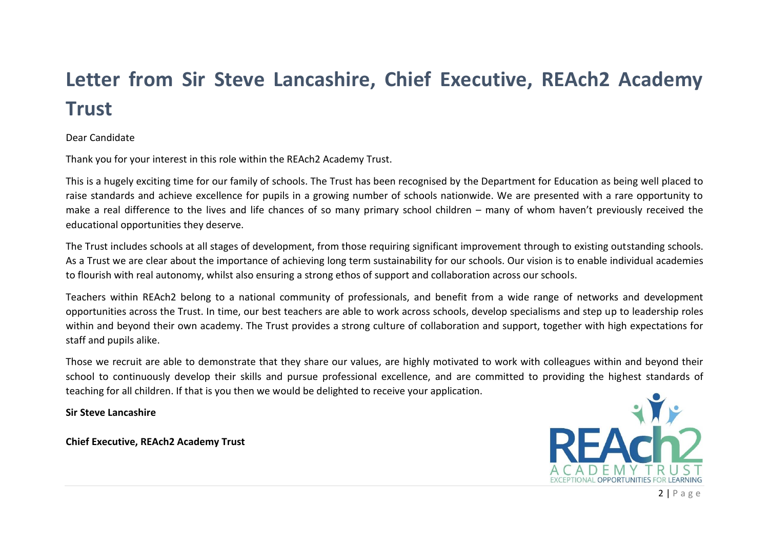# Letter from Sir Steve Lancashire, Chief Executive, REAch2 Academy Trust

Dear Candidate

Thank you for your interest in this role within the REAch2 Academy Trust.

This is a hugely exciting time for our family of schools. The Trust has been recognised by the Department for Education as being well placed to raise standards and achieve excellence for pupils in a growing number of schools nationwide. We are presented with a rare opportunity to make a real difference to the lives and life chances of so many primary school children – many of whom haven't previously received the educational opportunities they deserve.

The Trust includes schools at all stages of development, from those requiring significant improvement through to existing outstanding schools. As a Trust we are clear about the importance of achieving long term sustainability for our schools. Our vision is to enable individual academies to flourish with real autonomy, whilst also ensuring a strong ethos of support and collaboration across our schools.

Teachers within REAch2 belong to a national community of professionals, and benefit from a wide range of networks and development opportunities across the Trust. In time, our best teachers are able to work across schools, develop specialisms and step up to leadership roles within and beyond their own academy. The Trust provides a strong culture of collaboration and support, together with high expectations for staff and pupils alike.

Those we recruit are able to demonstrate that they share our values, are highly motivated to work with colleagues within and beyond their school to continuously develop their skills and pursue professional excellence, and are committed to providing the highest standards of teaching for all children. If that is you then we would be delighted to receive your application.

**Sir Steve Lancashire**

**Chief Executive, REAch2 Academy Trust**

REAch2 ACADEMY TRUST
EXCEPTIONAL OPPORTUNITIES FOR LEARNING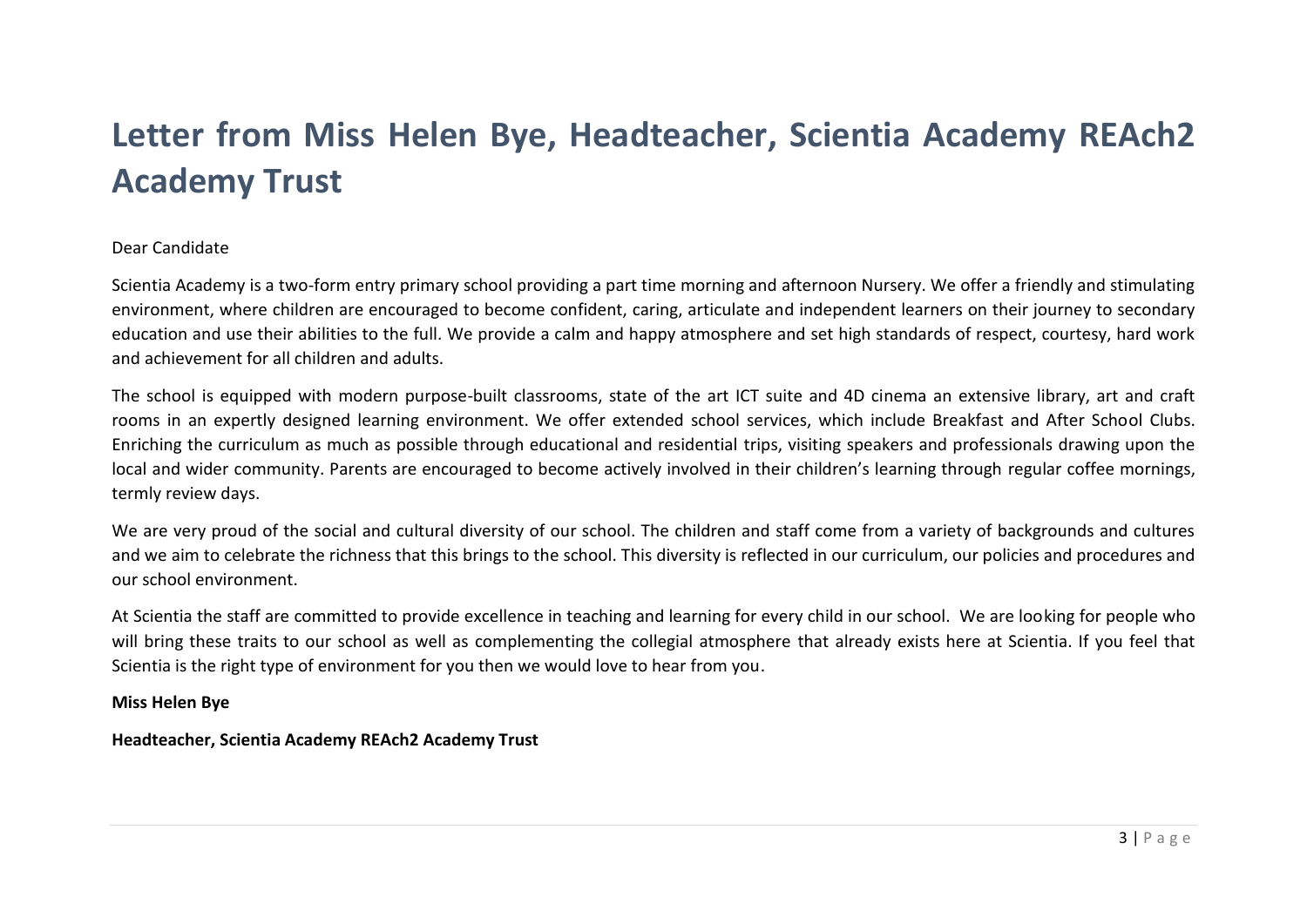# Letter from Miss Helen Bye, Headteacher, Scientia Academy REAch2 Academy Trust

Dear Candidate

Scientia Academy is a two-form entry primary school providing a part time morning and afternoon Nursery. We offer a friendly and stimulating environment, where children are encouraged to become confident, caring, articulate and independent learners on their journey to secondary education and use their abilities to the full. We provide a calm and happy atmosphere and set high standards of respect, courtesy, hard work and achievement for all children and adults.

The school is equipped with modern purpose-built classrooms, state of the art ICT suite and 4D cinema an extensive library, art and craft rooms in an expertly designed learning environment. We offer extended school services, which include Breakfast and After School Clubs. Enriching the curriculum as much as possible through educational and residential trips, visiting speakers and professionals drawing upon the local and wider community. Parents are encouraged to become actively involved in their children's learning through regular coffee mornings, termly review days.

We are very proud of the social and cultural diversity of our school. The children and staff come from a variety of backgrounds and cultures and we aim to celebrate the richness that this brings to the school. This diversity is reflected in our curriculum, our policies and procedures and our school environment.

At Scientia the staff are committed to provide excellence in teaching and learning for every child in our school. We are looking for people who will bring these traits to our school as well as complementing the collegial atmosphere that already exists here at Scientia. If you feel that Scientia is the right type of environment for you then we would love to hear from you.

**Miss Helen Bye**

**Headteacher, Scientia Academy REAch2 Academy Trust**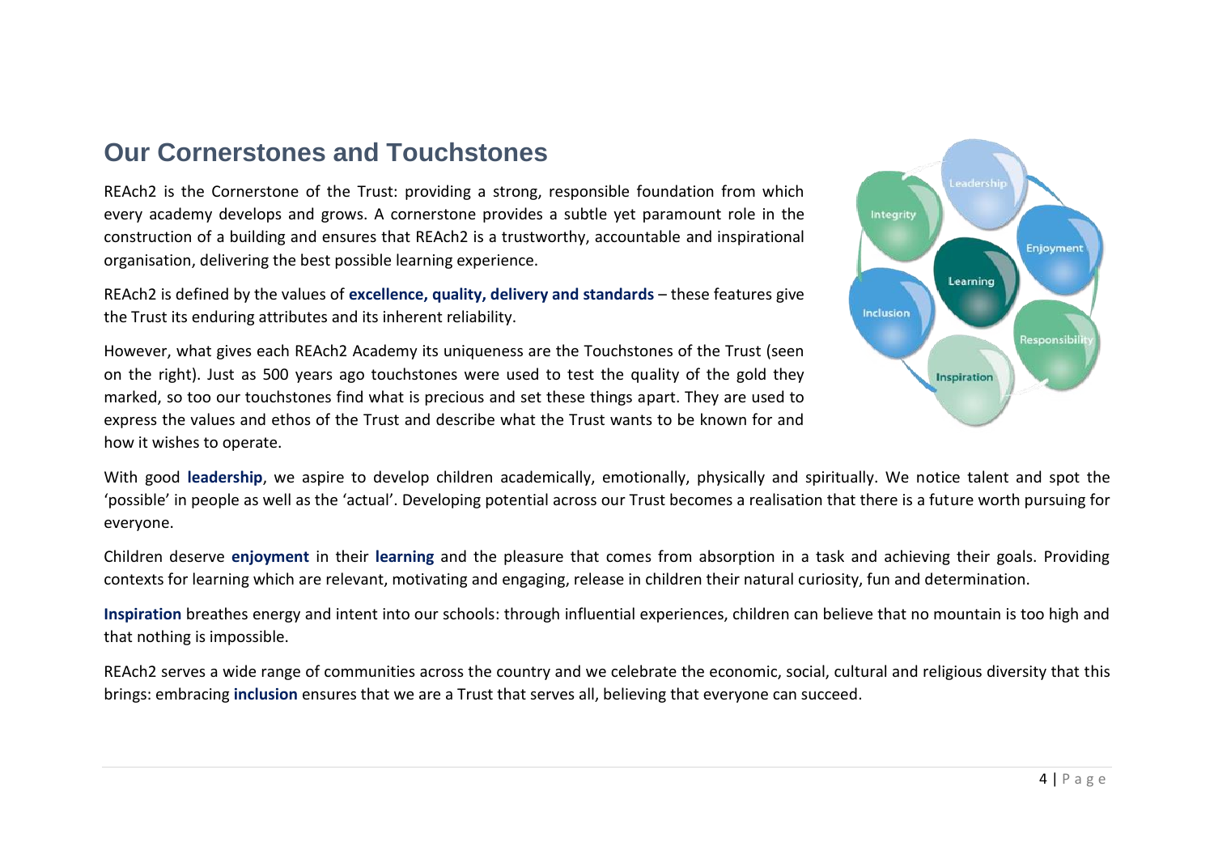## Our Cornerstones and Touchstones

REAch2 is the Cornerstone of the Trust: providing a strong, responsible foundation from which every academy develops and grows. A cornerstone provides a subtle yet paramount role in the construction of a building and ensures that REAch2 is a trustworthy, accountable and inspirational organisation, delivering the best possible learning experience.

REAch2 is defined by the values of **excellence, quality, delivery and standards** – these features give the Trust its enduring attributes and its inherent reliability.

However, what gives each REAch2 Academy its uniqueness are the Touchstones of the Trust (seen on the right). Just as 500 years ago touchstones were used to test the quality of the gold they marked, so too our touchstones find what is precious and set these things apart. They are used to express the values and ethos of the Trust and describe what the Trust wants to be known for and how it wishes to operate.

Leadership
Integrity
Enjoyment
Learning
Inclusion
Responsibility
Inspiration

With good **leadership**, we aspire to develop children academically, emotionally, physically and spiritually. We notice talent and spot the 'possible' in people as well as the 'actual'. Developing potential across our Trust becomes a realisation that there is a future worth pursuing for everyone.

Children deserve **enjoyment** in their **learning** and the pleasure that comes from absorption in a task and achieving their goals. Providing contexts for learning which are relevant, motivating and engaging, release in children their natural curiosity, fun and determination.

**Inspiration** breathes energy and intent into our schools: through influential experiences, children can believe that no mountain is too high and that nothing is impossible.

REAch2 serves a wide range of communities across the country and we celebrate the economic, social, cultural and religious diversity that this brings: embracing **inclusion** ensures that we are a Trust that serves all, believing that everyone can succeed.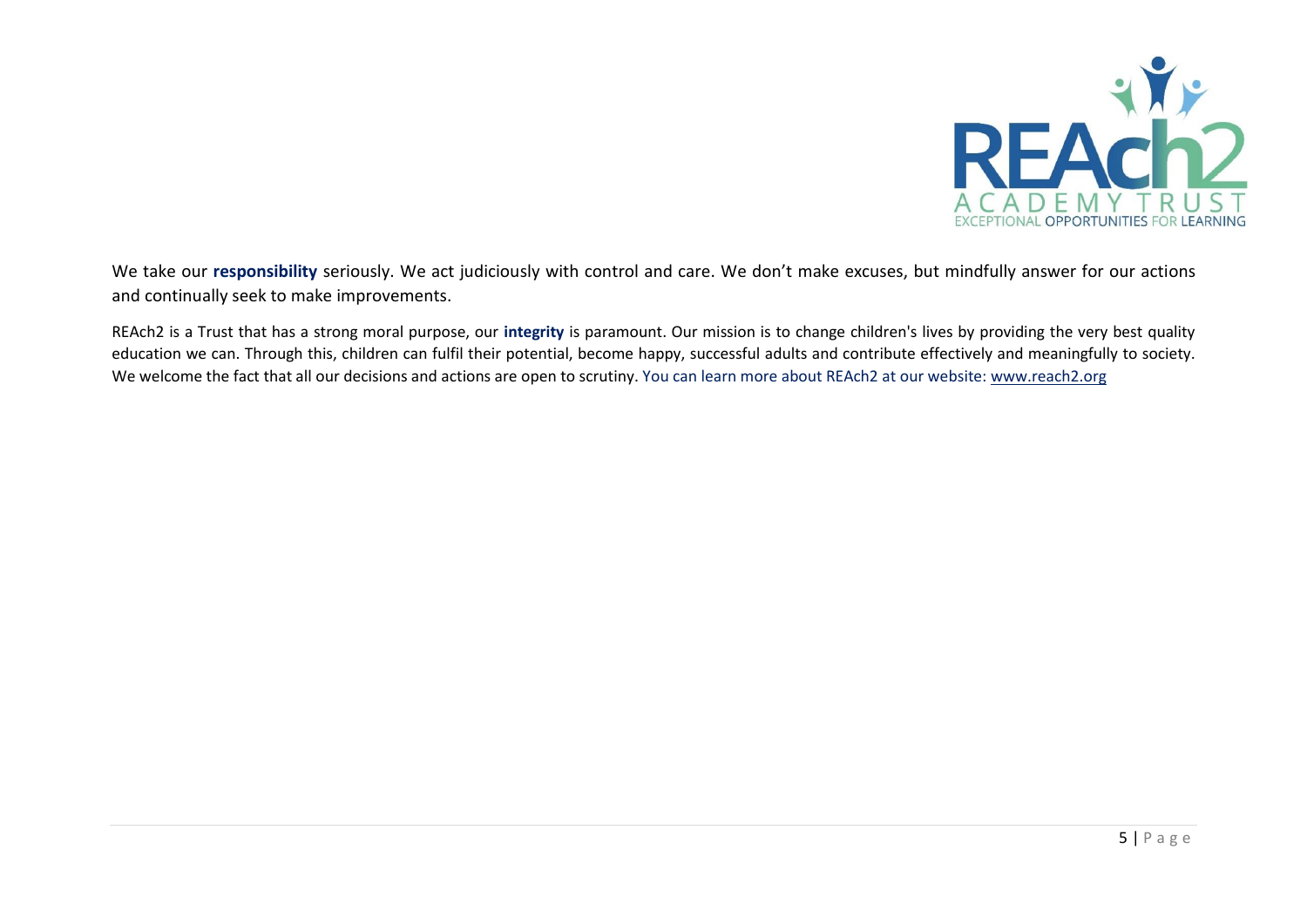We take our **responsibility** seriously. We act judiciously with control and care. We don't make excuses, but mindfully answer for our actions and continually seek to make improvements.

REAch2 is a Trust that has a strong moral purpose, our **integrity** is paramount. Our mission is to change children's lives by providing the very best quality education we can. Through this, children can fulfil their potential, become happy, successful adults and contribute effectively and meaningfully to society. We welcome the fact that all our decisions and actions are open to scrutiny. You can learn more about REAch2 at our website: www.reach2.org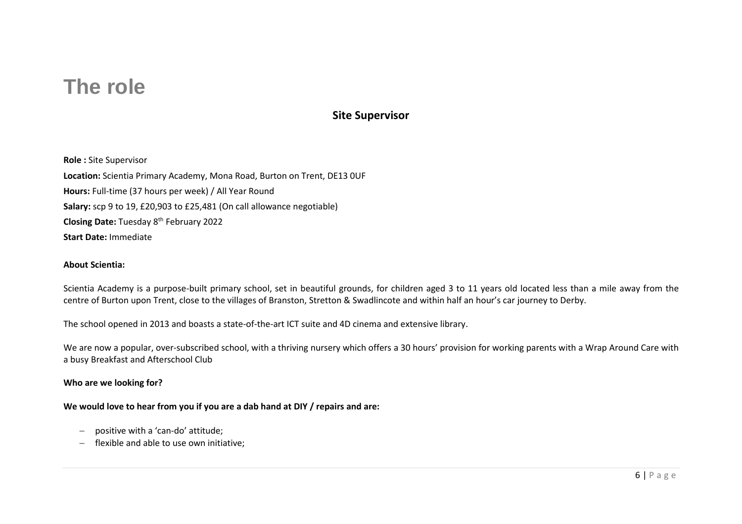# The role

## Site Supervisor

**Role :** Site Supervisor

**Location:** Scientia Primary Academy, Mona Road, Burton on Trent, DE13 0UF

**Hours:** Full-time (37 hours per week) / All Year Round

**Salary:** scp 9 to 19, £20,903 to £25,481 (On call allowance negotiable)

**Closing Date:** Tuesday 8th February 2022

**Start Date:** Immediate

**About Scientia:**

Scientia Academy is a purpose-built primary school, set in beautiful grounds, for children aged 3 to 11 years old located less than a mile away from the centre of Burton upon Trent, close to the villages of Branston, Stretton & Swadlincote and within half an hour's car journey to Derby.

The school opened in 2013 and boasts a state-of-the-art ICT suite and 4D cinema and extensive library.

We are now a popular, over-subscribed school, with a thriving nursery which offers a 30 hours' provision for working parents with a Wrap Around Care with a busy Breakfast and Afterschool Club

**Who are we looking for?**

**We would love to hear from you if you are a dab hand at DIY / repairs and are:**

- positive with a 'can-do' attitude;
- flexible and able to use own initiative;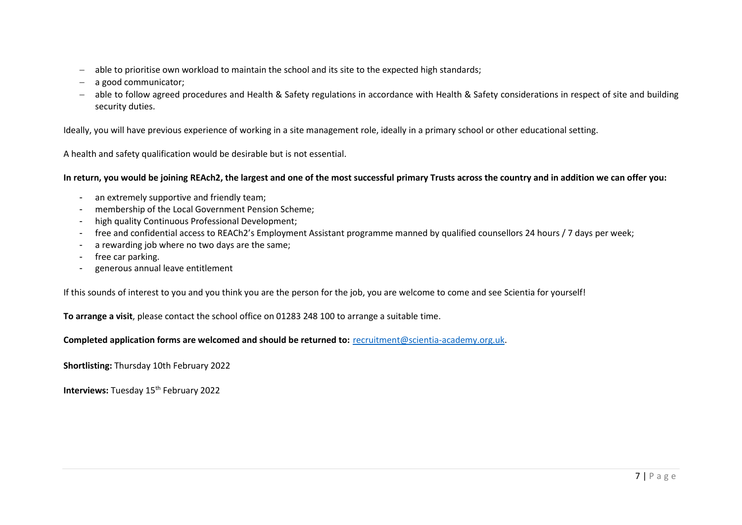- able to prioritise own workload to maintain the school and its site to the expected high standards;
- a good communicator;
- able to follow agreed procedures and Health & Safety regulations in accordance with Health & Safety considerations in respect of site and building security duties.

Ideally, you will have previous experience of working in a site management role, ideally in a primary school or other educational setting.

A health and safety qualification would be desirable but is not essential.

**In return, you would be joining REAch2, the largest and one of the most successful primary Trusts across the country and in addition we can offer you:**

- an extremely supportive and friendly team;
- membership of the Local Government Pension Scheme;
- high quality Continuous Professional Development;
- free and confidential access to REACh2's Employment Assistant programme manned by qualified counsellors 24 hours / 7 days per week;
- a rewarding job where no two days are the same;
- free car parking.
- generous annual leave entitlement

If this sounds of interest to you and you think you are the person for the job, you are welcome to come and see Scientia for yourself!

**To arrange a visit**, please contact the school office on 01283 248 100 to arrange a suitable time.

**Completed application forms are welcomed and should be returned to:** recruitment@scientia-academy.org.uk.

**Shortlisting:** Thursday 10th February 2022

**Interviews:** Tuesday 15th February 2022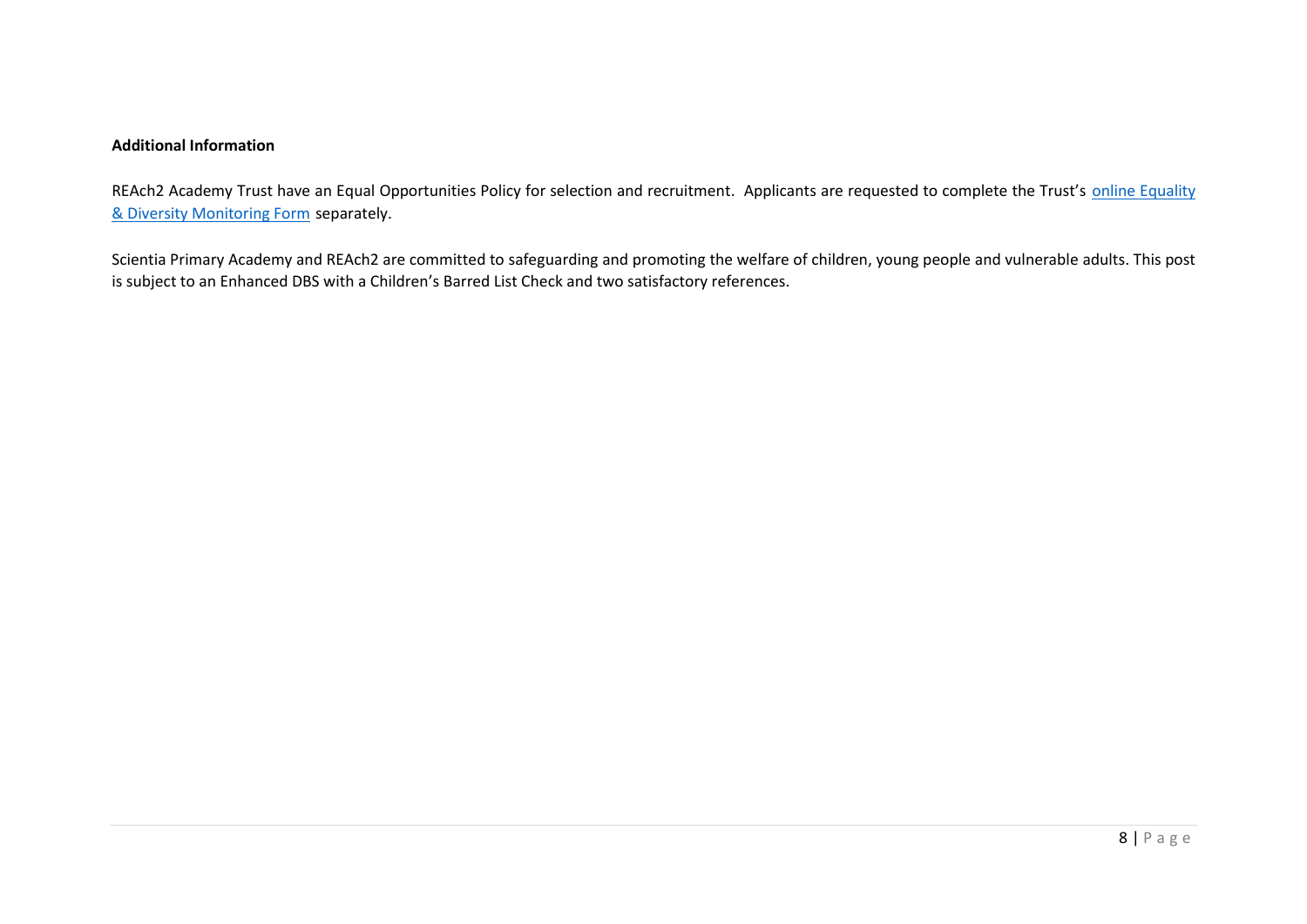**Additional Information**

REAch2 Academy Trust have an Equal Opportunities Policy for selection and recruitment. Applicants are requested to complete the Trust's online Equality & Diversity Monitoring Form separately.

Scientia Primary Academy and REAch2 are committed to safeguarding and promoting the welfare of children, young people and vulnerable adults. This post is subject to an Enhanced DBS with a Children's Barred List Check and two satisfactory references.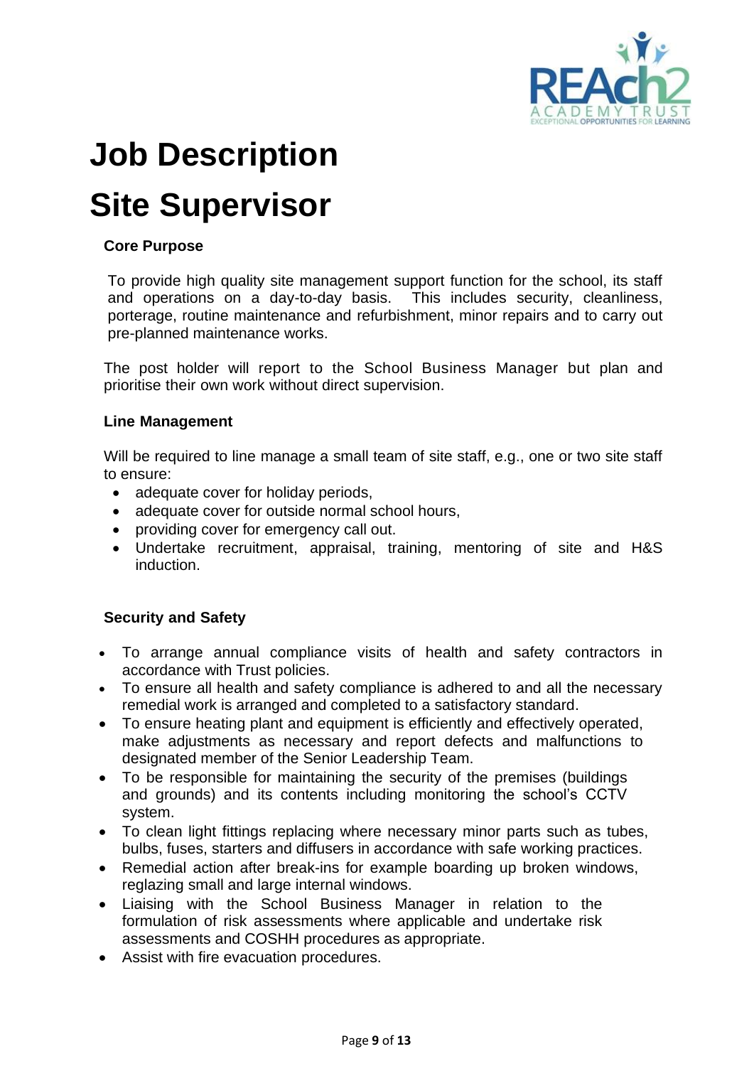# Job Description

# Site Supervisor

### Core Purpose

To provide high quality site management support function for the school, its staff and operations on a day-to-day basis. This includes security, cleanliness, porterage, routine maintenance and refurbishment, minor repairs and to carry out pre-planned maintenance works.

The post holder will report to the School Business Manager but plan and prioritise their own work without direct supervision.

### Line Management

Will be required to line manage a small team of site staff, e.g., one or two site staff to ensure:

- adequate cover for holiday periods,
- adequate cover for outside normal school hours,
- providing cover for emergency call out.
- Undertake recruitment, appraisal, training, mentoring of site and H&S induction.

### Security and Safety

- To arrange annual compliance visits of health and safety contractors in accordance with Trust policies.
- To ensure all health and safety compliance is adhered to and all the necessary remedial work is arranged and completed to a satisfactory standard.
- To ensure heating plant and equipment is efficiently and effectively operated, make adjustments as necessary and report defects and malfunctions to designated member of the Senior Leadership Team.
- To be responsible for maintaining the security of the premises (buildings and grounds) and its contents including monitoring the school's CCTV system.
- To clean light fittings replacing where necessary minor parts such as tubes, bulbs, fuses, starters and diffusers in accordance with safe working practices.
- Remedial action after break-ins for example boarding up broken windows, reglazing small and large internal windows.
- Liaising with the School Business Manager in relation to the formulation of risk assessments where applicable and undertake risk assessments and COSHH procedures as appropriate.
- Assist with fire evacuation procedures.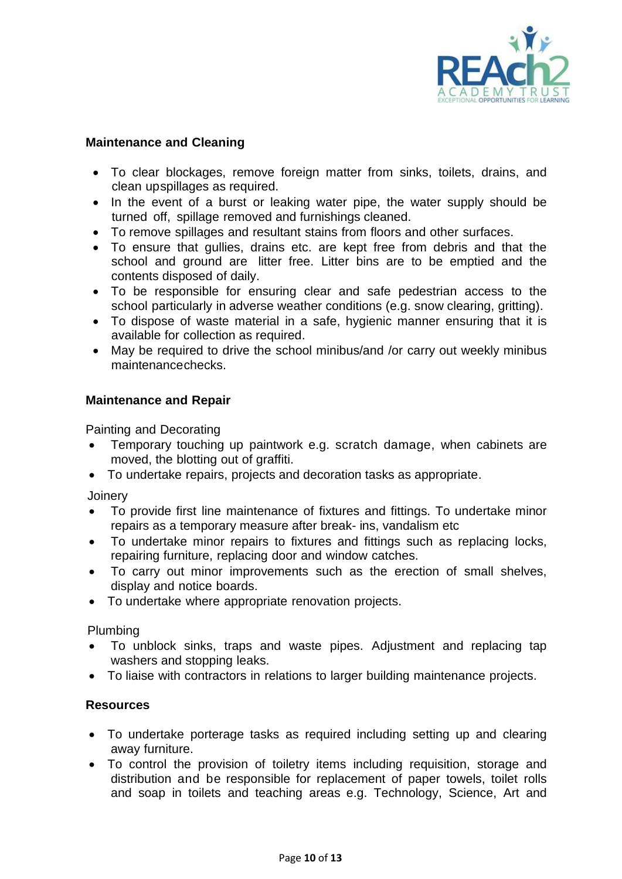**Maintenance and Cleaning**

- To clear blockages, remove foreign matter from sinks, toilets, drains, and clean upspillages as required.
- In the event of a burst or leaking water pipe, the water supply should be turned off, spillage removed and furnishings cleaned.
- To remove spillages and resultant stains from floors and other surfaces.
- To ensure that gullies, drains etc. are kept free from debris and that the school and ground are litter free. Litter bins are to be emptied and the contents disposed of daily.
- To be responsible for ensuring clear and safe pedestrian access to the school particularly in adverse weather conditions (e.g. snow clearing, gritting).
- To dispose of waste material in a safe, hygienic manner ensuring that it is available for collection as required.
- May be required to drive the school minibus/and /or carry out weekly minibus maintenancechecks.

**Maintenance and Repair**

Painting and Decorating

- Temporary touching up paintwork e.g. scratch damage, when cabinets are moved, the blotting out of graffiti.
- To undertake repairs, projects and decoration tasks as appropriate.

Joinery

- To provide first line maintenance of fixtures and fittings. To undertake minor repairs as a temporary measure after break- ins, vandalism etc
- To undertake minor repairs to fixtures and fittings such as replacing locks, repairing furniture, replacing door and window catches.
- To carry out minor improvements such as the erection of small shelves, display and notice boards.
- To undertake where appropriate renovation projects.

Plumbing

- To unblock sinks, traps and waste pipes. Adjustment and replacing tap washers and stopping leaks.
- To liaise with contractors in relations to larger building maintenance projects.

**Resources**

- To undertake porterage tasks as required including setting up and clearing away furniture.
- To control the provision of toiletry items including requisition, storage and distribution and be responsible for replacement of paper towels, toilet rolls and soap in toilets and teaching areas e.g. Technology, Science, Art and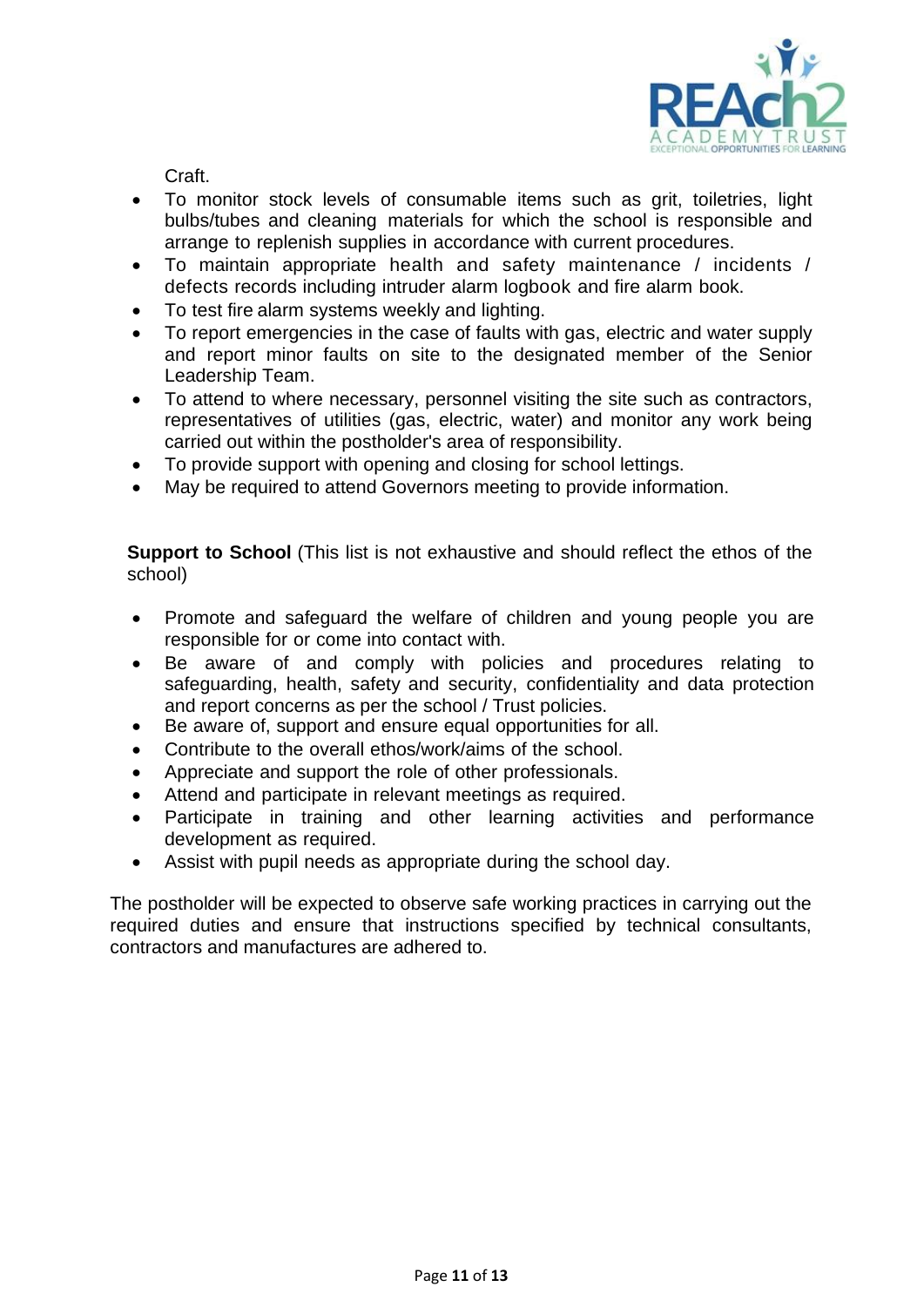Craft.

- To monitor stock levels of consumable items such as grit, toiletries, light bulbs/tubes and cleaning materials for which the school is responsible and arrange to replenish supplies in accordance with current procedures.
- To maintain appropriate health and safety maintenance / incidents / defects records including intruder alarm logbook and fire alarm book.
- To test fire alarm systems weekly and lighting.
- To report emergencies in the case of faults with gas, electric and water supply and report minor faults on site to the designated member of the Senior Leadership Team.
- To attend to where necessary, personnel visiting the site such as contractors, representatives of utilities (gas, electric, water) and monitor any work being carried out within the postholder's area of responsibility.
- To provide support with opening and closing for school lettings.
- May be required to attend Governors meeting to provide information.

**Support to School** (This list is not exhaustive and should reflect the ethos of the school)

- Promote and safeguard the welfare of children and young people you are responsible for or come into contact with.
- Be aware of and comply with policies and procedures relating to safeguarding, health, safety and security, confidentiality and data protection and report concerns as per the school / Trust policies.
- Be aware of, support and ensure equal opportunities for all.
- Contribute to the overall ethos/work/aims of the school.
- Appreciate and support the role of other professionals.
- Attend and participate in relevant meetings as required.
- Participate in training and other learning activities and performance development as required.
- Assist with pupil needs as appropriate during the school day.

The postholder will be expected to observe safe working practices in carrying out the required duties and ensure that instructions specified by technical consultants, contractors and manufactures are adhered to.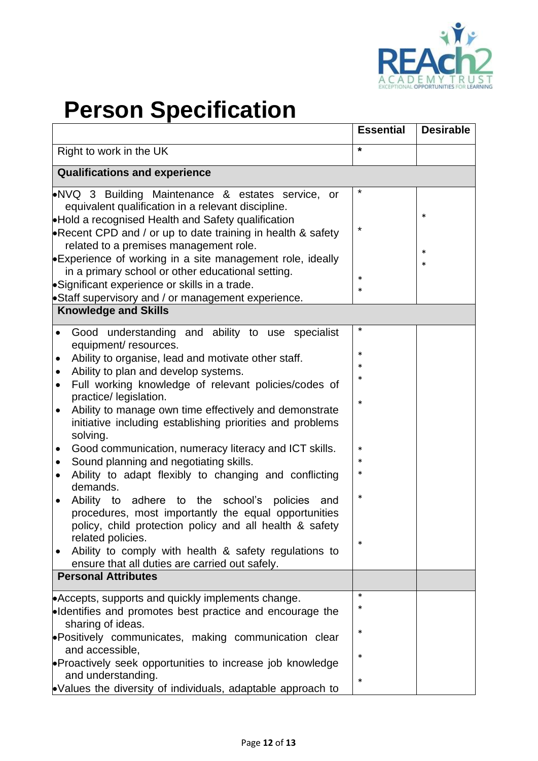# Person Specification

| | Essential | Desirable |
|---|---|---|
| Right to work in the UK | * | |
| **Qualifications and experience** | | |
| • NVQ 3 Building Maintenance & estates service, or equivalent qualification in a relevant discipline. | * | |
| • Hold a recognised Health and Safety qualification | | * |
| • Recent CPD and / or up to date training in health & safety related to a premises management role. | * | |
| • Experience of working in a site management role, ideally in a primary school or other educational setting. | | * |
| • Significant experience or skills in a trade. | * | |
| • Staff supervisory and / or management experience. | * | |
| **Knowledge and Skills** | | |
| • Good understanding and ability to use specialist equipment/ resources. | * | |
| • Ability to organise, lead and motivate other staff. | * | |
| • Ability to plan and develop systems. | * | |
| • Full working knowledge of relevant policies/codes of practice/ legislation. | * | |
| • Ability to manage own time effectively and demonstrate initiative including establishing priorities and problems solving. | * | |
| • Good communication, numeracy literacy and ICT skills. | * | |
| • Sound planning and negotiating skills. | * | |
| • Ability to adapt flexibly to changing and conflicting demands. | * | |
| • Ability to adhere to the school's policies and procedures, most importantly the equal opportunities policy, child protection policy and all health & safety related policies. | * | |
| • Ability to comply with health & safety regulations to ensure that all duties are carried out safely. | * | |
| **Personal Attributes** | | |
| • Accepts, supports and quickly implements change. | * | |
| • Identifies and promotes best practice and encourage the sharing of ideas. | * | |
| • Positively communicates, making communication clear and accessible, | * | |
| • Proactively seek opportunities to increase job knowledge and understanding. | * | |
| • Values the diversity of individuals, adaptable approach to | * | |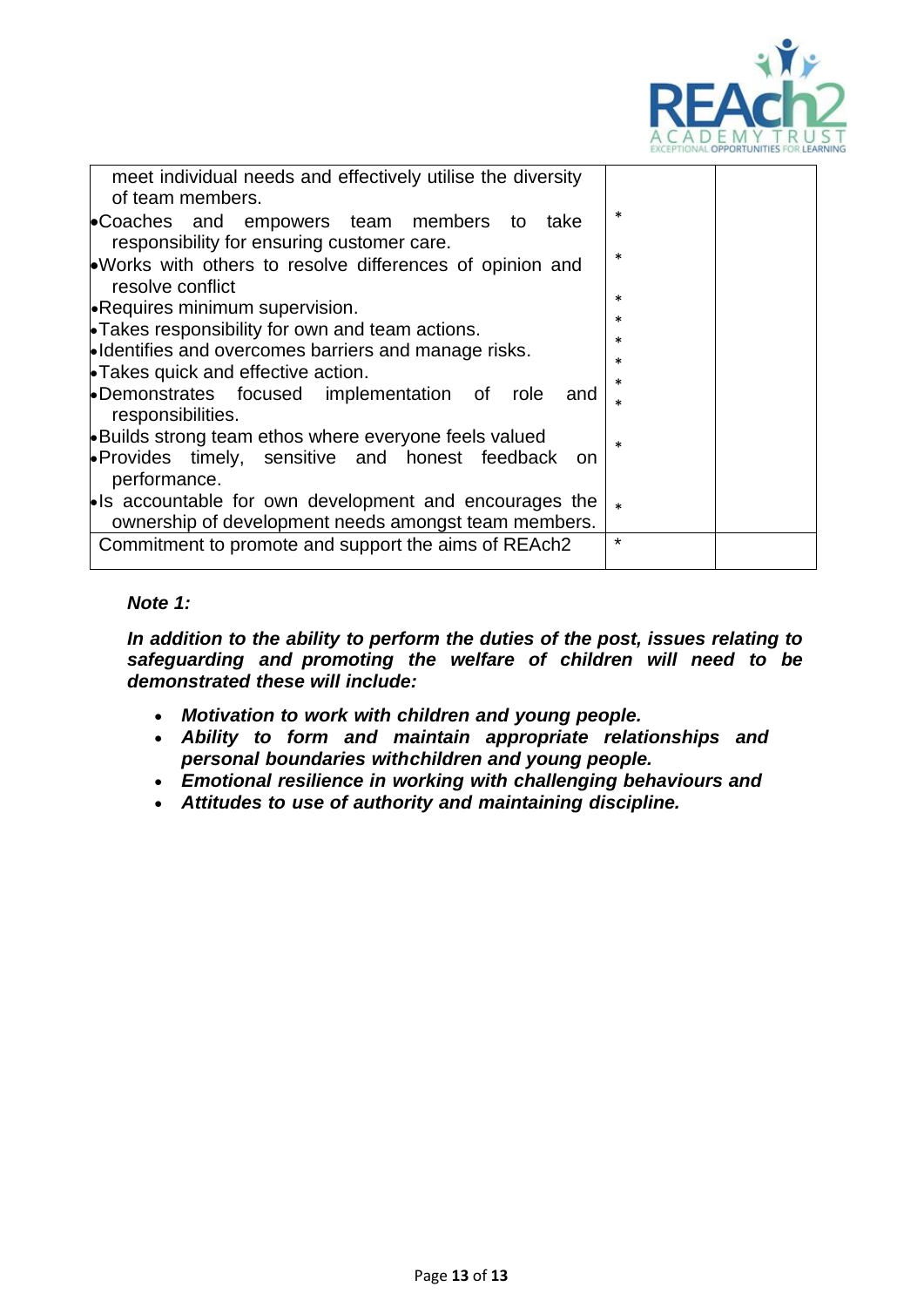| | | |
|---|---|---|
| meet individual needs and effectively utilise the diversity of team members.<br>• Coaches and empowers team members to take responsibility for ensuring customer care.<br>• Works with others to resolve differences of opinion and resolve conflict<br>• Requires minimum supervision.<br>• Takes responsibility for own and team actions.<br>• Identifies and overcomes barriers and manage risks.<br>• Takes quick and effective action.<br>• Demonstrates focused implementation of role and responsibilities.<br>• Builds strong team ethos where everyone feels valued<br>• Provides timely, sensitive and honest feedback on performance.<br>• Is accountable for own development and encourages the ownership of development needs amongst team members. | *<br>*<br>*<br>*<br>*<br>*<br>*<br>*<br>*<br>* | |
| Commitment to promote and support the aims of REAch2 | * | |

***Note 1:***

***In addition to the ability to perform the duties of the post, issues relating to safeguarding and promoting the welfare of children will need to be demonstrated these will include:***

- ***Motivation to work with children and young people.***
- ***Ability to form and maintain appropriate relationships and personal boundaries withchildren and young people.***
- ***Emotional resilience in working with challenging behaviours and***
- ***Attitudes to use of authority and maintaining discipline.***